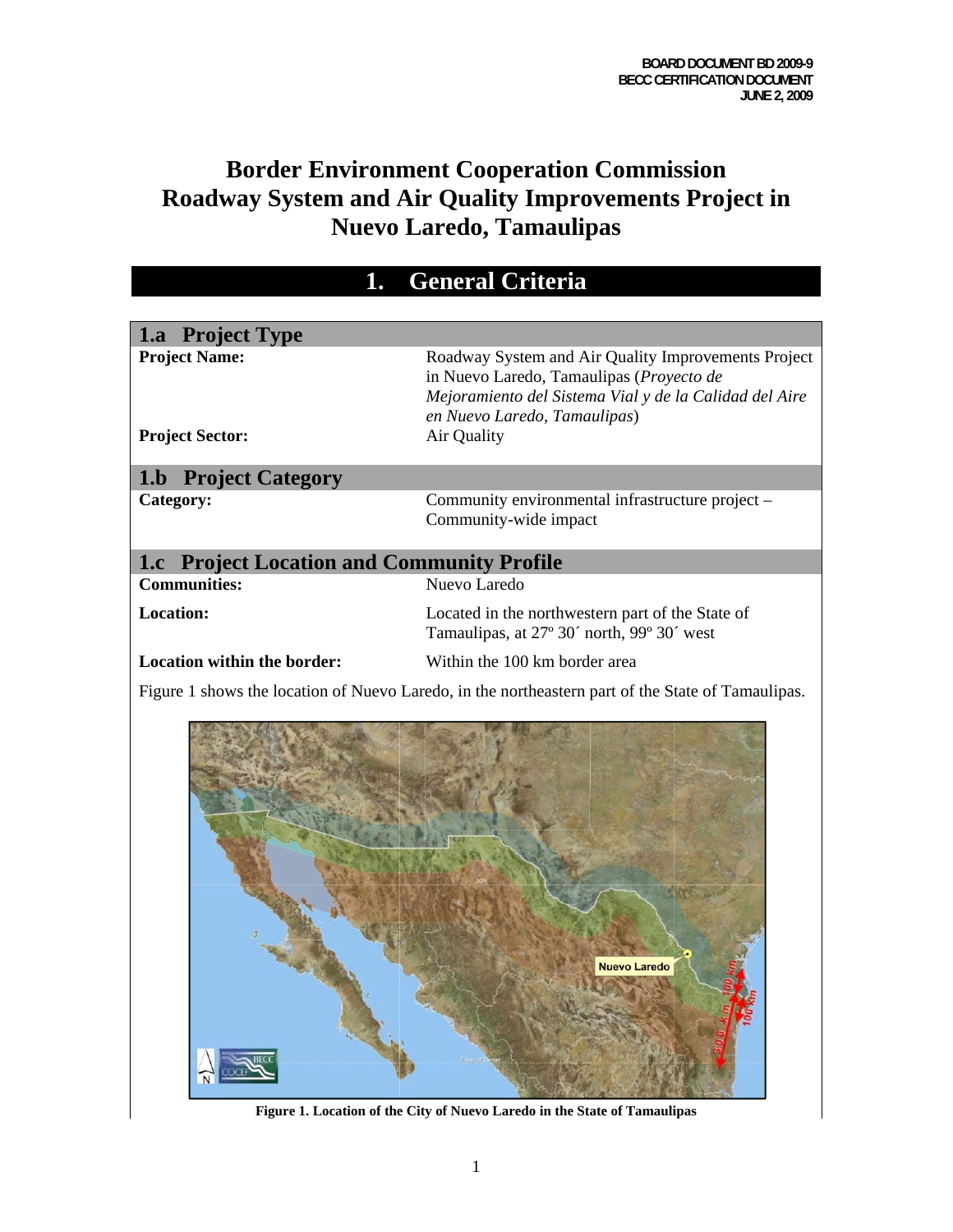BOARD DOCUMENT BD 2009-9
BECC CERTIFICATION DOCUMENT
JUNE 2, 2009

# Border Environment Cooperation Commission Roadway System and Air Quality Improvements Project in Nuevo Laredo, Tamaulipas

## 1. General Criteria

### 1.a Project Type

| | |
|---|---|
| **Project Name:** | Roadway System and Air Quality Improvements Project in Nuevo Laredo, Tamaulipas (*Proyecto de Mejoramiento del Sistema Vial y de la Calidad del Aire en Nuevo Laredo, Tamaulipas*) |
| **Project Sector:** | Air Quality |

### 1.b Project Category

| | |
|---|---|
| **Category:** | Community environmental infrastructure project – Community-wide impact |

### 1.c Project Location and Community Profile

| | |
|---|---|
| **Communities:** | Nuevo Laredo |
| **Location:** | Located in the northwestern part of the State of Tamaulipas, at 27º 30´ north, 99º 30´ west |
| **Location within the border:** | Within the 100 km border area |

Figure 1 shows the location of Nuevo Laredo, in the northeastern part of the State of Tamaulipas.

**Figure 1. Location of the City of Nuevo Laredo in the State of Tamaulipas**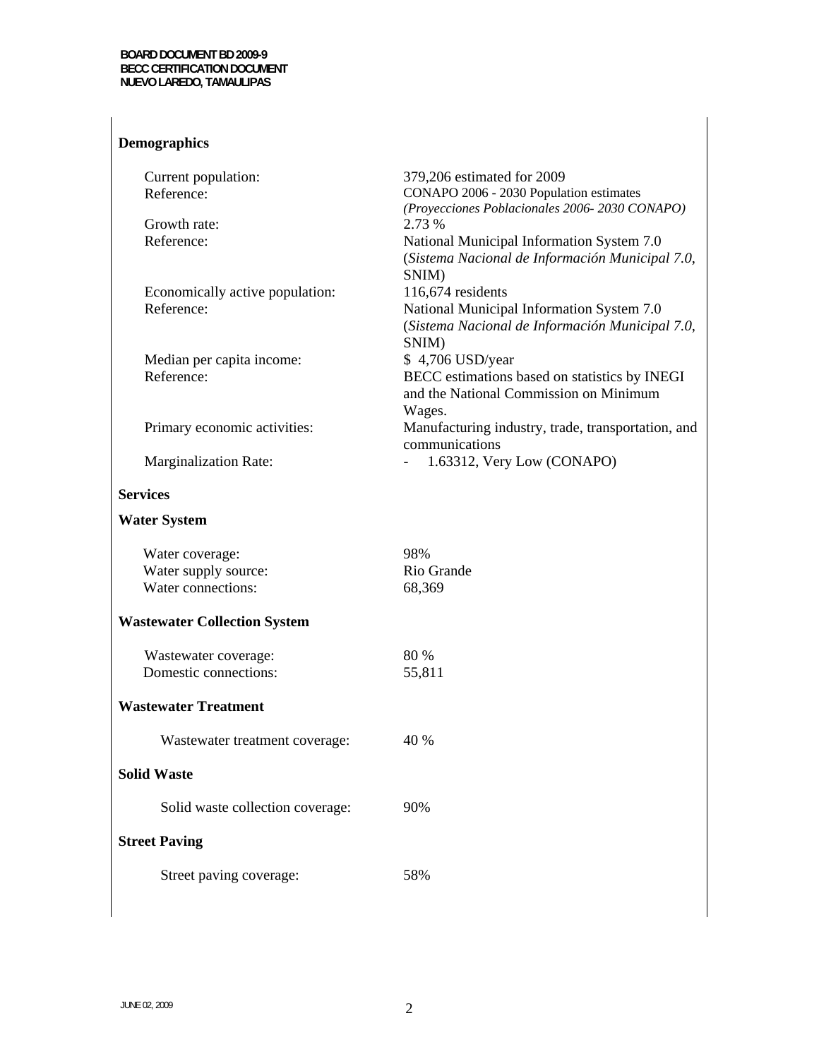**Demographics**

| | |
|---|---|
| Current population: | 379,206 estimated for 2009 |
| Reference: | CONAPO 2006 - 2030 Population estimates *(Proyecciones Poblacionales 2006- 2030 CONAPO)* |
| Growth rate: | 2.73 % |
| Reference: | National Municipal Information System 7.0 (*Sistema Nacional de Información Municipal 7.0*, SNIM) |
| Economically active population: | 116,674 residents |
| Reference: | National Municipal Information System 7.0 (*Sistema Nacional de Información Municipal 7.0*, SNIM) |
| Median per capita income: | $ 4,706 USD/year |
| Reference: | BECC estimations based on statistics by INEGI and the National Commission on Minimum Wages. |
| Primary economic activities: | Manufacturing industry, trade, transportation, and communications |
| Marginalization Rate: | - 1.63312, Very Low (CONAPO) |

**Services**

**Water System**

| | |
|---|---|
| Water coverage: | 98% |
| Water supply source: | Rio Grande |
| Water connections: | 68,369 |

**Wastewater Collection System**

| | |
|---|---|
| Wastewater coverage: | 80 % |
| Domestic connections: | 55,811 |

**Wastewater Treatment**

| | |
|---|---|
| Wastewater treatment coverage: | 40 % |

**Solid Waste**

| | |
|---|---|
| Solid waste collection coverage: | 90% |

**Street Paving**

| | |
|---|---|
| Street paving coverage: | 58% |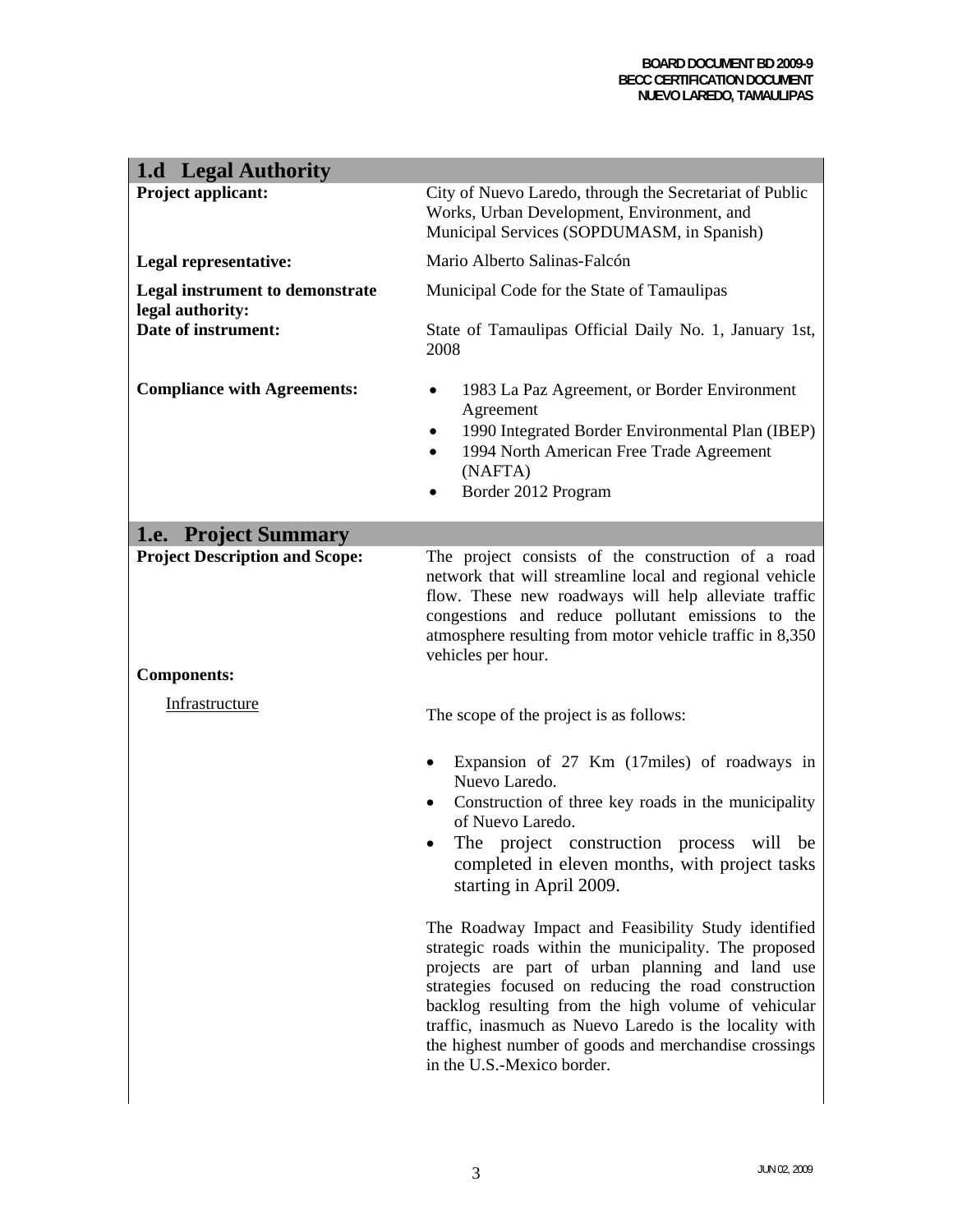## 1.d Legal Authority

| | |
|---|---|
| **Project applicant:** | City of Nuevo Laredo, through the Secretariat of Public Works, Urban Development, Environment, and Municipal Services (SOPDUMASM, in Spanish) |
| **Legal representative:** | Mario Alberto Salinas-Falcón |
| **Legal instrument to demonstrate legal authority:** | Municipal Code for the State of Tamaulipas |
| **Date of instrument:** | State of Tamaulipas Official Daily No. 1, January 1st, 2008 |
| **Compliance with Agreements:** | • 1983 La Paz Agreement, or Border Environment Agreement<br>• 1990 Integrated Border Environmental Plan (IBEP)<br>• 1994 North American Free Trade Agreement (NAFTA)<br>• Border 2012 Program |

## 1.e. Project Summary

**Project Description and Scope:**

The project consists of the construction of a road network that will streamline local and regional vehicle flow. These new roadways will help alleviate traffic congestions and reduce pollutant emissions to the atmosphere resulting from motor vehicle traffic in 8,350 vehicles per hour.

**Components:**

Infrastructure

The scope of the project is as follows:

- Expansion of 27 Km (17miles) of roadways in Nuevo Laredo.
- Construction of three key roads in the municipality of Nuevo Laredo.
- The project construction process will be completed in eleven months, with project tasks starting in April 2009.

The Roadway Impact and Feasibility Study identified strategic roads within the municipality. The proposed projects are part of urban planning and land use strategies focused on reducing the road construction backlog resulting from the high volume of vehicular traffic, inasmuch as Nuevo Laredo is the locality with the highest number of goods and merchandise crossings in the U.S.-Mexico border.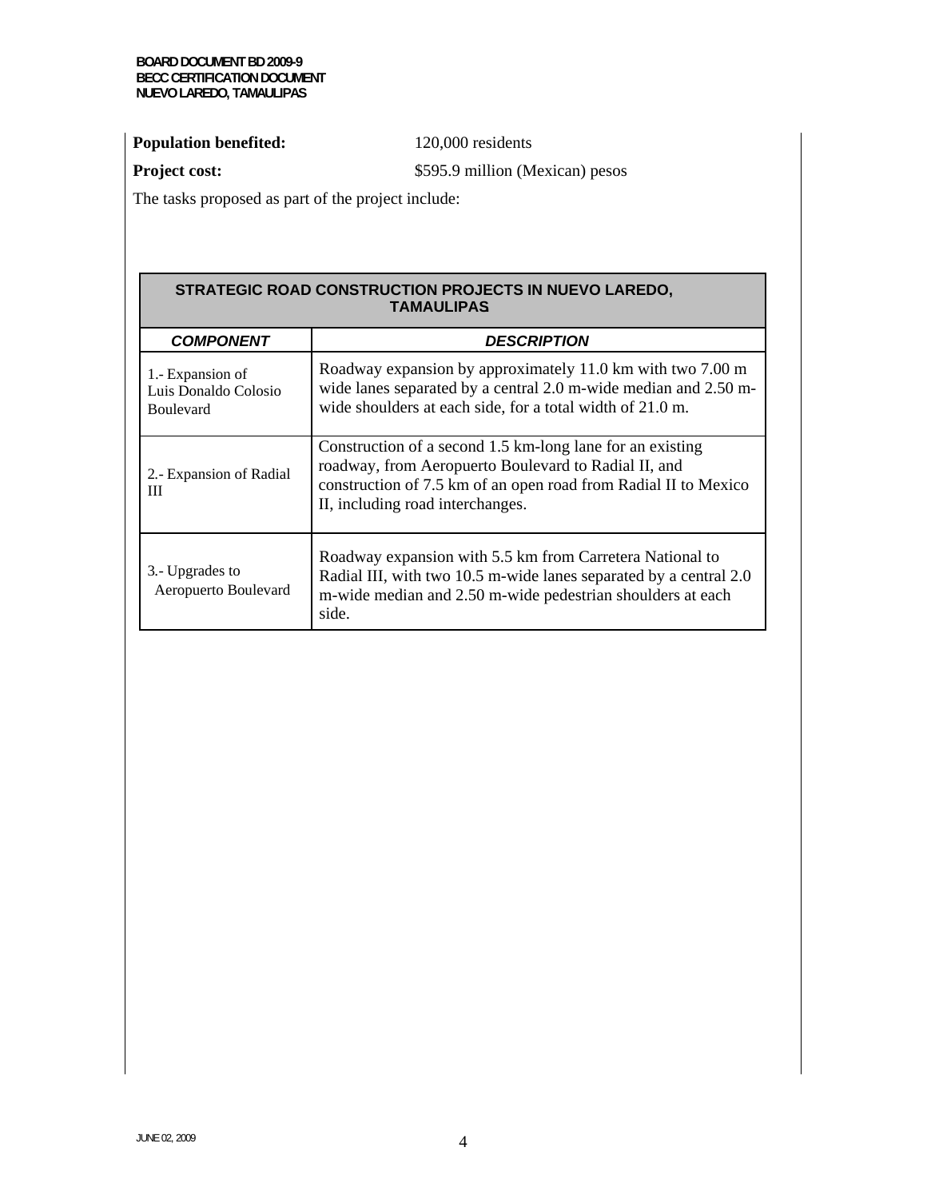**Population benefited:** 120,000 residents

**Project cost:** $595.9 million (Mexican) pesos

The tasks proposed as part of the project include:

| STRATEGIC ROAD CONSTRUCTION PROJECTS IN NUEVO LAREDO, TAMAULIPAS | |
|---|---|
| ***COMPONENT*** | ***DESCRIPTION*** |
| 1.- Expansion of Luis Donaldo Colosio Boulevard | Roadway expansion by approximately 11.0 km with two 7.00 m wide lanes separated by a central 2.0 m-wide median and 2.50 m-wide shoulders at each side, for a total width of 21.0 m. |
| 2.- Expansion of Radial III | Construction of a second 1.5 km-long lane for an existing roadway, from Aeropuerto Boulevard to Radial II, and construction of 7.5 km of an open road from Radial II to Mexico II, including road interchanges. |
| 3.- Upgrades to Aeropuerto Boulevard | Roadway expansion with 5.5 km from Carretera National to Radial III, with two 10.5 m-wide lanes separated by a central 2.0 m-wide median and 2.50 m-wide pedestrian shoulders at each side. |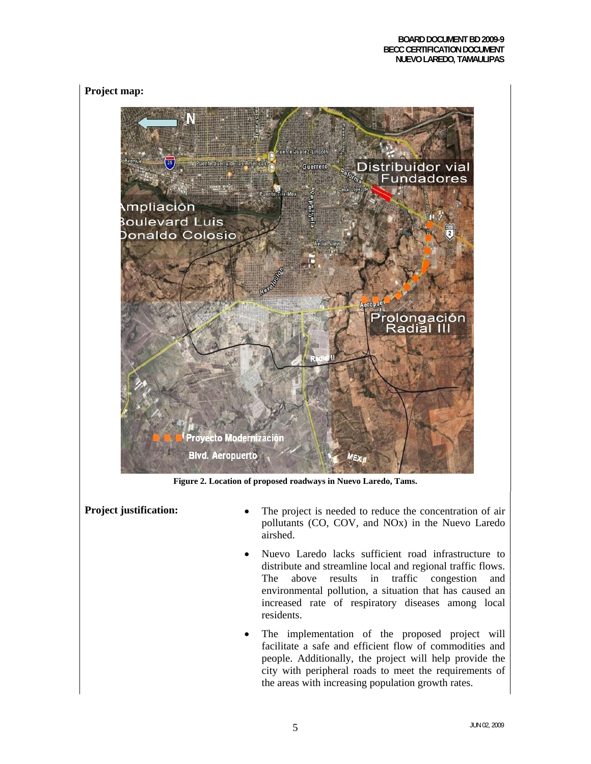**Project map:**

Figure 2. Location of proposed roadways in Nuevo Laredo, Tams.

**Project justification:**

- The project is needed to reduce the concentration of air pollutants (CO, COV, and NOx) in the Nuevo Laredo airshed.
- Nuevo Laredo lacks sufficient road infrastructure to distribute and streamline local and regional traffic flows. The above results in traffic congestion and environmental pollution, a situation that has caused an increased rate of respiratory diseases among local residents.
- The implementation of the proposed project will facilitate a safe and efficient flow of commodities and people. Additionally, the project will help provide the city with peripheral roads to meet the requirements of the areas with increasing population growth rates.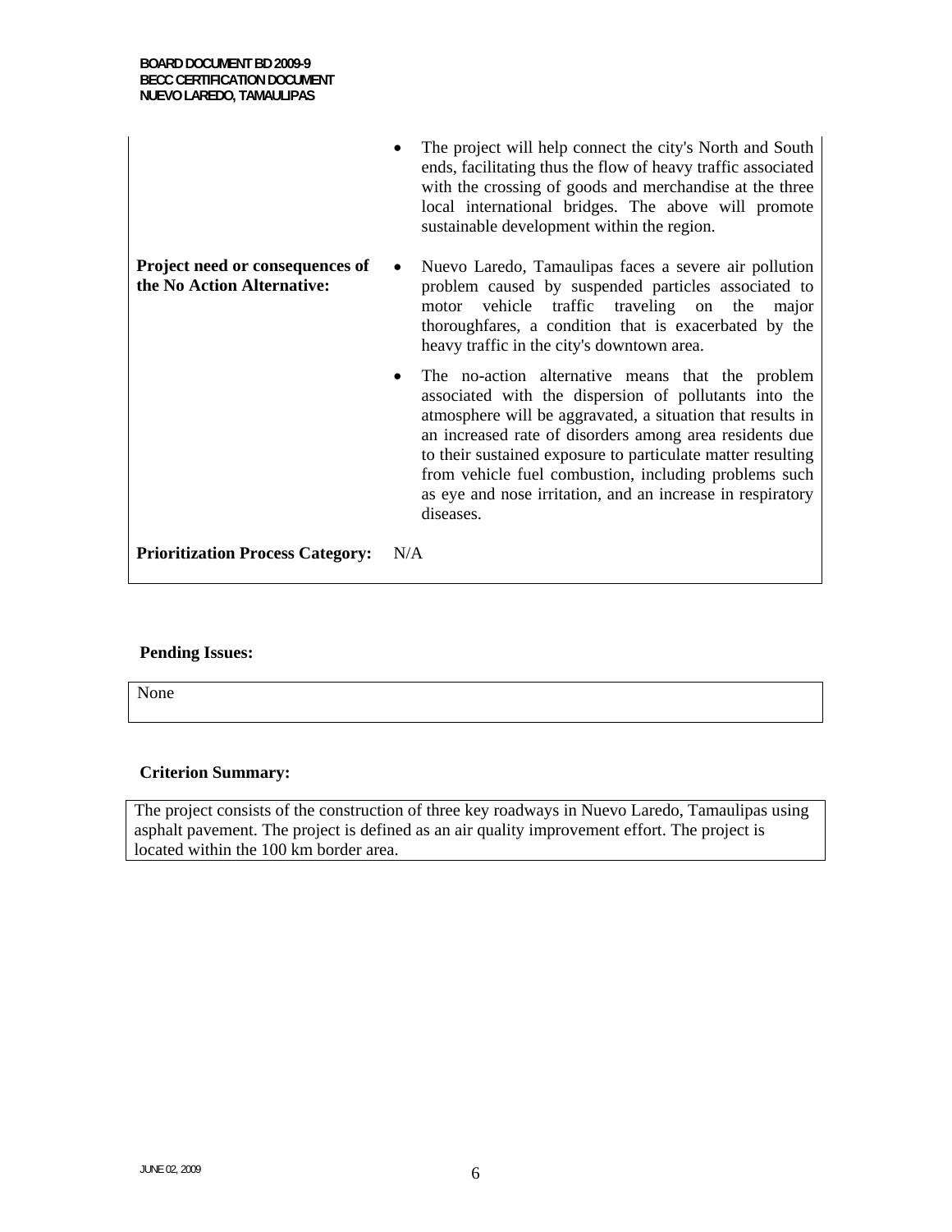| | |
|---|---|
| | • The project will help connect the city's North and South ends, facilitating thus the flow of heavy traffic associated with the crossing of goods and merchandise at the three local international bridges. The above will promote sustainable development within the region. |
| **Project need or consequences of the No Action Alternative:** | • Nuevo Laredo, Tamaulipas faces a severe air pollution problem caused by suspended particles associated to motor vehicle traffic traveling on the major thoroughfares, a condition that is exacerbated by the heavy traffic in the city's downtown area.<br>• The no-action alternative means that the problem associated with the dispersion of pollutants into the atmosphere will be aggravated, a situation that results in an increased rate of disorders among area residents due to their sustained exposure to particulate matter resulting from vehicle fuel combustion, including problems such as eye and nose irritation, and an increase in respiratory diseases. |
| **Prioritization Process Category:** | N/A |

**Pending Issues:**

None

**Criterion Summary:**

The project consists of the construction of three key roadways in Nuevo Laredo, Tamaulipas using asphalt pavement. The project is defined as an air quality improvement effort. The project is located within the 100 km border area.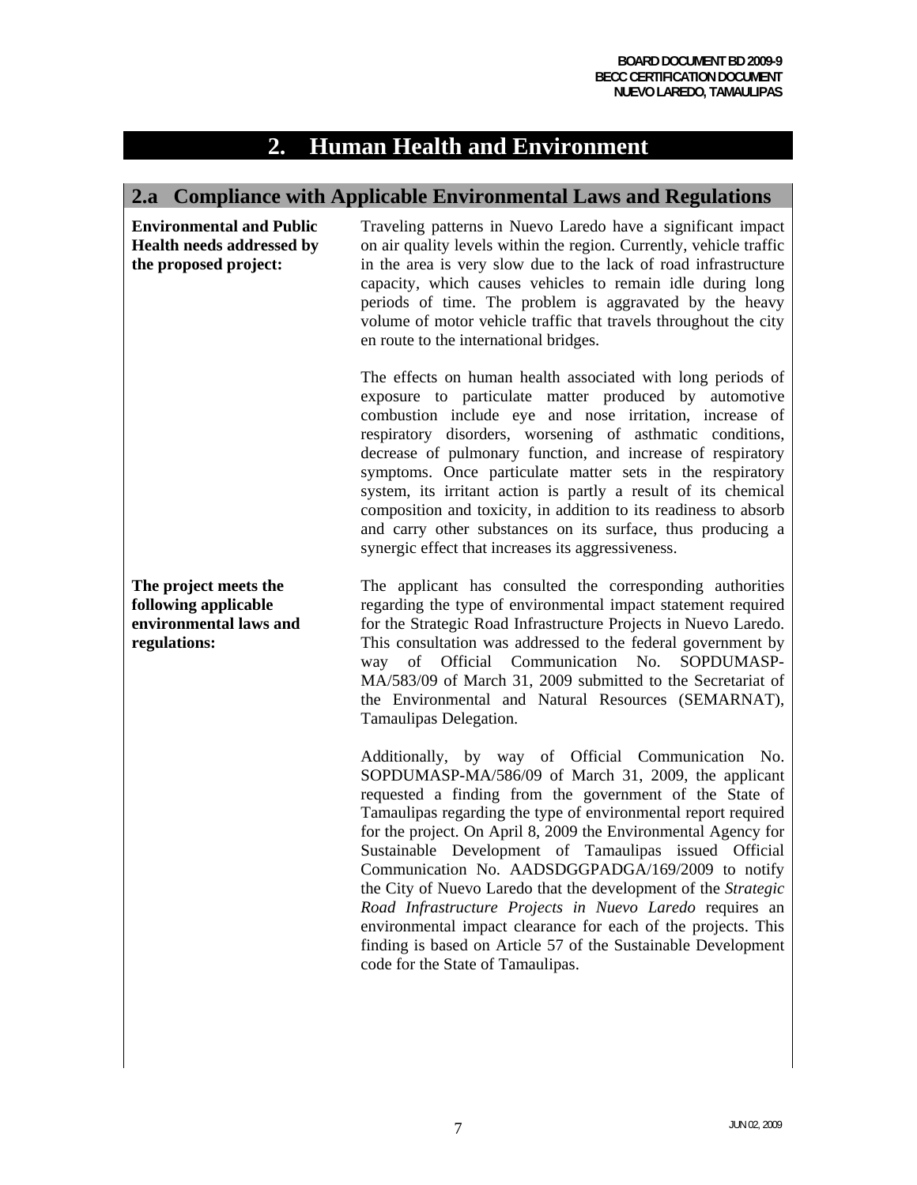# 2. Human Health and Environment

## 2.a Compliance with Applicable Environmental Laws and Regulations

**Environmental and Public Health needs addressed by the proposed project:**

Traveling patterns in Nuevo Laredo have a significant impact on air quality levels within the region. Currently, vehicle traffic in the area is very slow due to the lack of road infrastructure capacity, which causes vehicles to remain idle during long periods of time. The problem is aggravated by the heavy volume of motor vehicle traffic that travels throughout the city en route to the international bridges.

The effects on human health associated with long periods of exposure to particulate matter produced by automotive combustion include eye and nose irritation, increase of respiratory disorders, worsening of asthmatic conditions, decrease of pulmonary function, and increase of respiratory symptoms. Once particulate matter sets in the respiratory system, its irritant action is partly a result of its chemical composition and toxicity, in addition to its readiness to absorb and carry other substances on its surface, thus producing a synergic effect that increases its aggressiveness.

**The project meets the following applicable environmental laws and regulations:**

The applicant has consulted the corresponding authorities regarding the type of environmental impact statement required for the Strategic Road Infrastructure Projects in Nuevo Laredo. This consultation was addressed to the federal government by way of Official Communication No. SOPDUMASP-MA/583/09 of March 31, 2009 submitted to the Secretariat of the Environmental and Natural Resources (SEMARNAT), Tamaulipas Delegation.

Additionally, by way of Official Communication No. SOPDUMASP-MA/586/09 of March 31, 2009, the applicant requested a finding from the government of the State of Tamaulipas regarding the type of environmental report required for the project. On April 8, 2009 the Environmental Agency for Sustainable Development of Tamaulipas issued Official Communication No. AADSDGGPADGA/169/2009 to notify the City of Nuevo Laredo that the development of the *Strategic Road Infrastructure Projects in Nuevo Laredo* requires an environmental impact clearance for each of the projects. This finding is based on Article 57 of the Sustainable Development code for the State of Tamaulipas.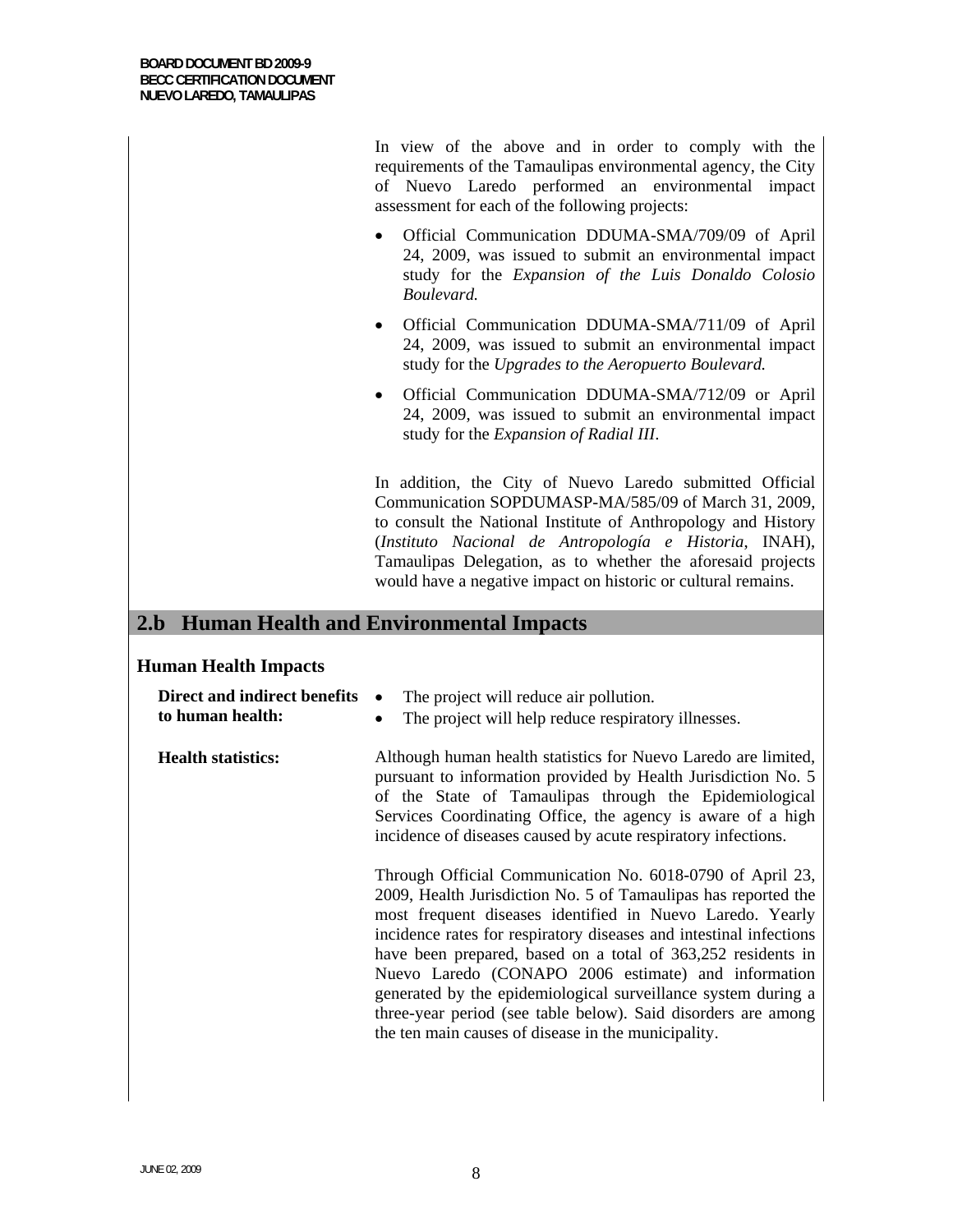In view of the above and in order to comply with the requirements of the Tamaulipas environmental agency, the City of Nuevo Laredo performed an environmental impact assessment for each of the following projects:

- Official Communication DDUMA-SMA/709/09 of April 24, 2009, was issued to submit an environmental impact study for the *Expansion of the Luis Donaldo Colosio Boulevard.*
- Official Communication DDUMA-SMA/711/09 of April 24, 2009, was issued to submit an environmental impact study for the *Upgrades to the Aeropuerto Boulevard.*
- Official Communication DDUMA-SMA/712/09 or April 24, 2009, was issued to submit an environmental impact study for the *Expansion of Radial III*.

In addition, the City of Nuevo Laredo submitted Official Communication SOPDUMASP-MA/585/09 of March 31, 2009, to consult the National Institute of Anthropology and History (*Instituto Nacional de Antropología e Historia,* INAH), Tamaulipas Delegation, as to whether the aforesaid projects would have a negative impact on historic or cultural remains.

## 2.b Human Health and Environmental Impacts

### Human Health Impacts

**Direct and indirect benefits to human health:**

- The project will reduce air pollution.
- The project will help reduce respiratory illnesses.

**Health statistics:**

Although human health statistics for Nuevo Laredo are limited, pursuant to information provided by Health Jurisdiction No. 5 of the State of Tamaulipas through the Epidemiological Services Coordinating Office, the agency is aware of a high incidence of diseases caused by acute respiratory infections.

Through Official Communication No. 6018-0790 of April 23, 2009, Health Jurisdiction No. 5 of Tamaulipas has reported the most frequent diseases identified in Nuevo Laredo. Yearly incidence rates for respiratory diseases and intestinal infections have been prepared, based on a total of 363,252 residents in Nuevo Laredo (CONAPO 2006 estimate) and information generated by the epidemiological surveillance system during a three-year period (see table below). Said disorders are among the ten main causes of disease in the municipality.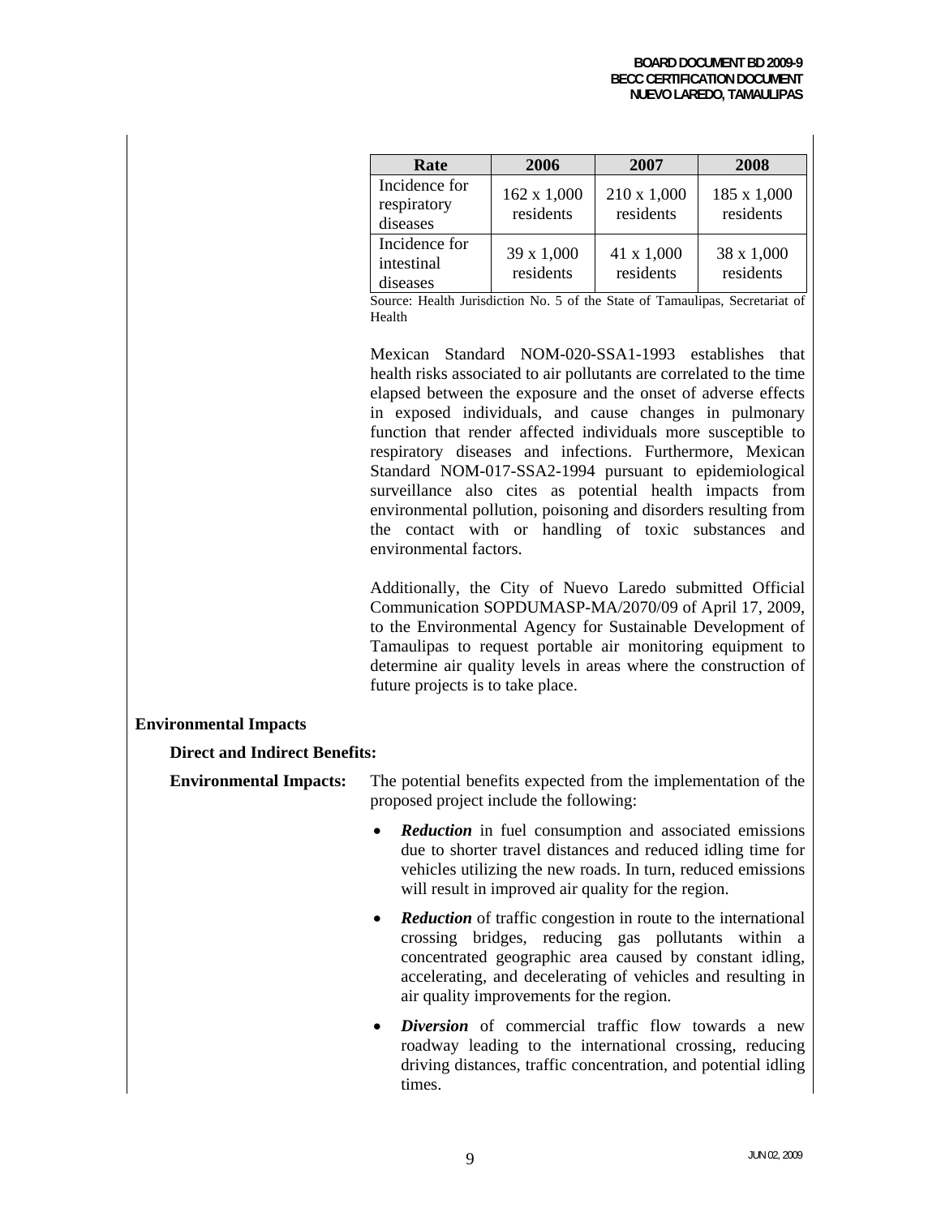| Rate | 2006 | 2007 | 2008 |
|---|---|---|---|
| Incidence for respiratory diseases | 162 x 1,000 residents | 210 x 1,000 residents | 185 x 1,000 residents |
| Incidence for intestinal diseases | 39 x 1,000 residents | 41 x 1,000 residents | 38 x 1,000 residents |

Source: Health Jurisdiction No. 5 of the State of Tamaulipas, Secretariat of Health

Mexican Standard NOM-020-SSA1-1993 establishes that health risks associated to air pollutants are correlated to the time elapsed between the exposure and the onset of adverse effects in exposed individuals, and cause changes in pulmonary function that render affected individuals more susceptible to respiratory diseases and infections. Furthermore, Mexican Standard NOM-017-SSA2-1994 pursuant to epidemiological surveillance also cites as potential health impacts from environmental pollution, poisoning and disorders resulting from the contact with or handling of toxic substances and environmental factors.

Additionally, the City of Nuevo Laredo submitted Official Communication SOPDUMASP-MA/2070/09 of April 17, 2009, to the Environmental Agency for Sustainable Development of Tamaulipas to request portable air monitoring equipment to determine air quality levels in areas where the construction of future projects is to take place.

## Environmental Impacts

### Direct and Indirect Benefits:

**Environmental Impacts:** The potential benefits expected from the implementation of the proposed project include the following:

- ***Reduction*** in fuel consumption and associated emissions due to shorter travel distances and reduced idling time for vehicles utilizing the new roads. In turn, reduced emissions will result in improved air quality for the region.
- ***Reduction*** of traffic congestion in route to the international crossing bridges, reducing gas pollutants within a concentrated geographic area caused by constant idling, accelerating, and decelerating of vehicles and resulting in air quality improvements for the region.
- ***Diversion*** of commercial traffic flow towards a new roadway leading to the international crossing, reducing driving distances, traffic concentration, and potential idling times.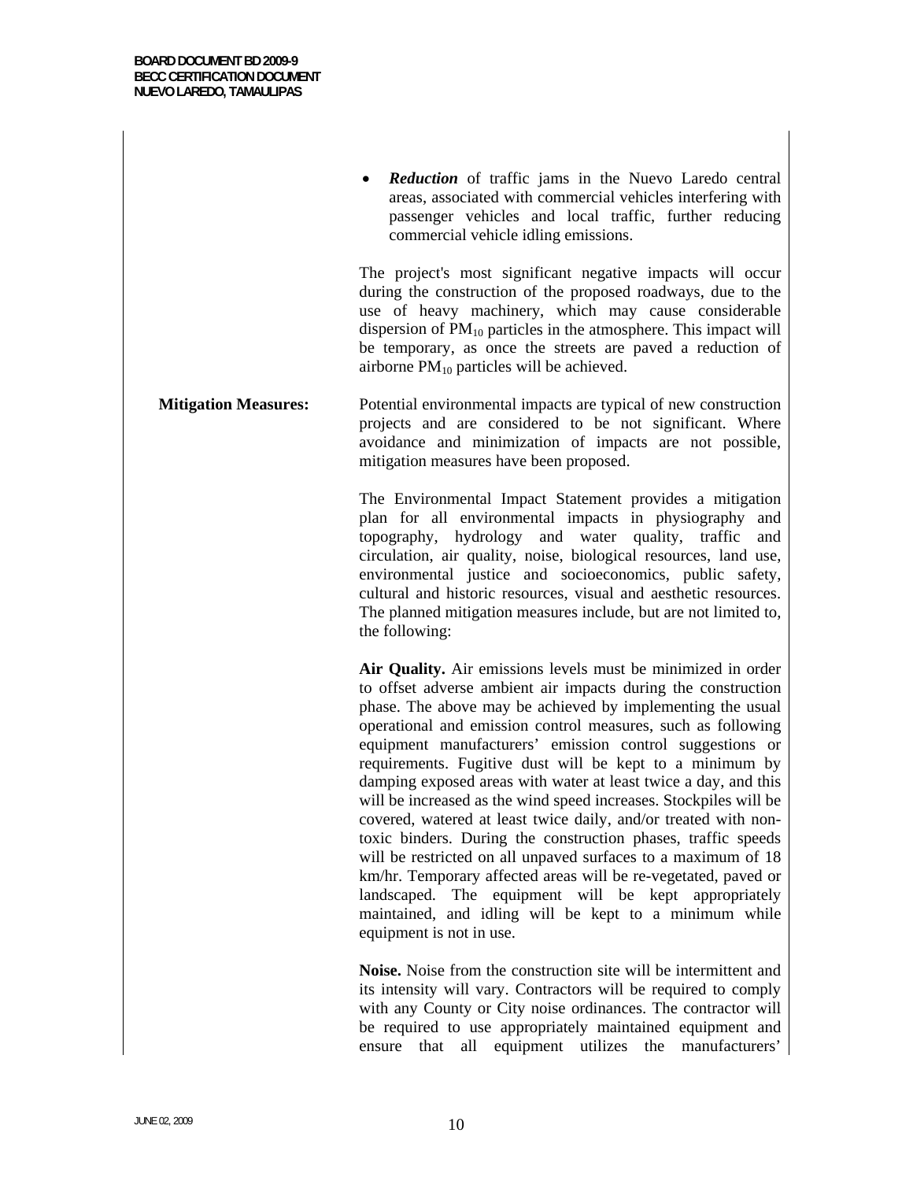- ***Reduction*** of traffic jams in the Nuevo Laredo central areas, associated with commercial vehicles interfering with passenger vehicles and local traffic, further reducing commercial vehicle idling emissions.

The project's most significant negative impacts will occur during the construction of the proposed roadways, due to the use of heavy machinery, which may cause considerable dispersion of $PM_{10}$ particles in the atmosphere. This impact will be temporary, as once the streets are paved a reduction of airborne $PM_{10}$ particles will be achieved.

**Mitigation Measures:** Potential environmental impacts are typical of new construction projects and are considered to be not significant. Where avoidance and minimization of impacts are not possible, mitigation measures have been proposed.

The Environmental Impact Statement provides a mitigation plan for all environmental impacts in physiography and topography, hydrology and water quality, traffic and circulation, air quality, noise, biological resources, land use, environmental justice and socioeconomics, public safety, cultural and historic resources, visual and aesthetic resources. The planned mitigation measures include, but are not limited to, the following:

**Air Quality.** Air emissions levels must be minimized in order to offset adverse ambient air impacts during the construction phase. The above may be achieved by implementing the usual operational and emission control measures, such as following equipment manufacturers' emission control suggestions or requirements. Fugitive dust will be kept to a minimum by damping exposed areas with water at least twice a day, and this will be increased as the wind speed increases. Stockpiles will be covered, watered at least twice daily, and/or treated with non-toxic binders. During the construction phases, traffic speeds will be restricted on all unpaved surfaces to a maximum of 18 km/hr. Temporary affected areas will be re-vegetated, paved or landscaped. The equipment will be kept appropriately maintained, and idling will be kept to a minimum while equipment is not in use.

**Noise.** Noise from the construction site will be intermittent and its intensity will vary. Contractors will be required to comply with any County or City noise ordinances. The contractor will be required to use appropriately maintained equipment and ensure that all equipment utilizes the manufacturers'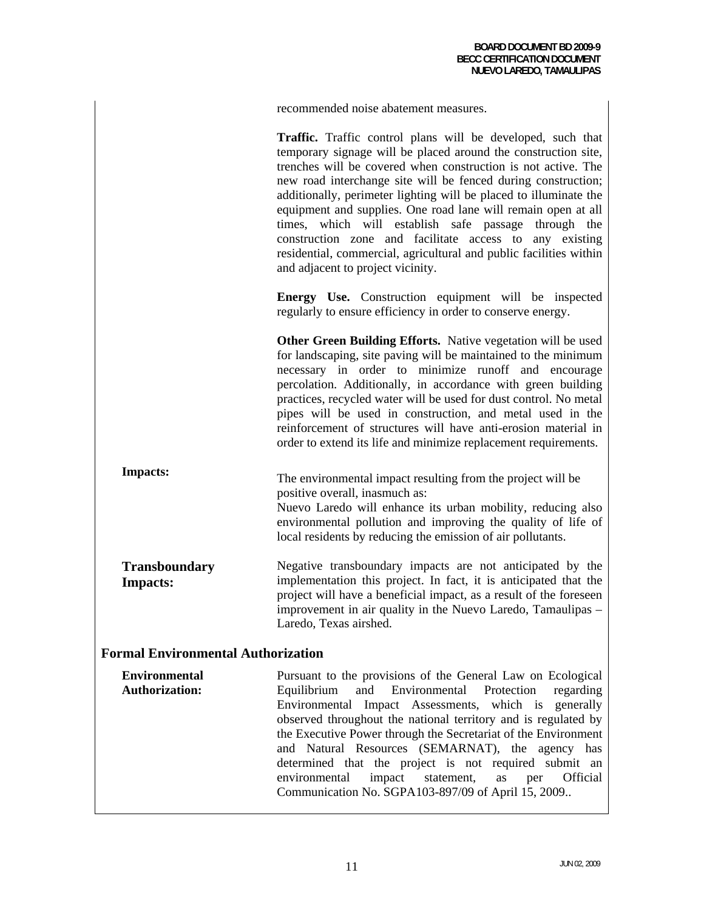recommended noise abatement measures.

**Traffic.** Traffic control plans will be developed, such that temporary signage will be placed around the construction site, trenches will be covered when construction is not active. The new road interchange site will be fenced during construction; additionally, perimeter lighting will be placed to illuminate the equipment and supplies. One road lane will remain open at all times, which will establish safe passage through the construction zone and facilitate access to any existing residential, commercial, agricultural and public facilities within and adjacent to project vicinity.

**Energy Use.** Construction equipment will be inspected regularly to ensure efficiency in order to conserve energy.

**Other Green Building Efforts.** Native vegetation will be used for landscaping, site paving will be maintained to the minimum necessary in order to minimize runoff and encourage percolation. Additionally, in accordance with green building practices, recycled water will be used for dust control. No metal pipes will be used in construction, and metal used in the reinforcement of structures will have anti-erosion material in order to extend its life and minimize replacement requirements.

**Impacts:**

The environmental impact resulting from the project will be positive overall, inasmuch as:
Nuevo Laredo will enhance its urban mobility, reducing also environmental pollution and improving the quality of life of local residents by reducing the emission of air pollutants.

**Transboundary Impacts:**

Negative transboundary impacts are not anticipated by the implementation this project. In fact, it is anticipated that the project will have a beneficial impact, as a result of the foreseen improvement in air quality in the Nuevo Laredo, Tamaulipas – Laredo, Texas airshed.

## Formal Environmental Authorization

**Environmental Authorization:**

Pursuant to the provisions of the General Law on Ecological Equilibrium and Environmental Protection regarding Environmental Impact Assessments, which is generally observed throughout the national territory and is regulated by the Executive Power through the Secretariat of the Environment and Natural Resources (SEMARNAT), the agency has determined that the project is not required submit an environmental impact statement, as per Official Communication No. SGPA103-897/09 of April 15, 2009..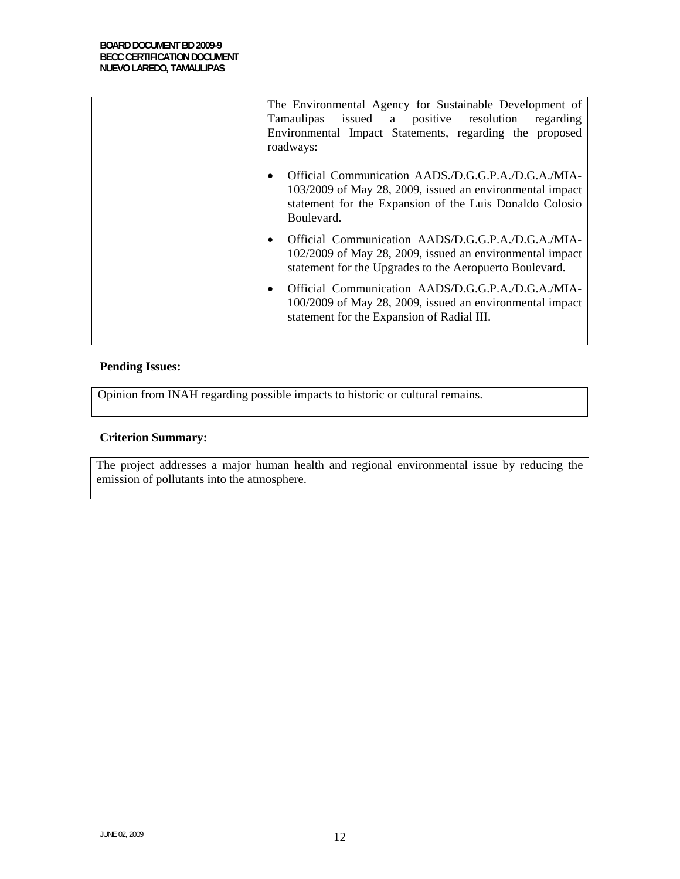The Environmental Agency for Sustainable Development of Tamaulipas issued a positive resolution regarding Environmental Impact Statements, regarding the proposed roadways:

- Official Communication AADS./D.G.G.P.A./D.G.A./MIA-103/2009 of May 28, 2009, issued an environmental impact statement for the Expansion of the Luis Donaldo Colosio Boulevard.
- Official Communication AADS/D.G.G.P.A./D.G.A./MIA-102/2009 of May 28, 2009, issued an environmental impact statement for the Upgrades to the Aeropuerto Boulevard.
- Official Communication AADS/D.G.G.P.A./D.G.A./MIA-100/2009 of May 28, 2009, issued an environmental impact statement for the Expansion of Radial III.

**Pending Issues:**

Opinion from INAH regarding possible impacts to historic or cultural remains.

**Criterion Summary:**

The project addresses a major human health and regional environmental issue by reducing the emission of pollutants into the atmosphere.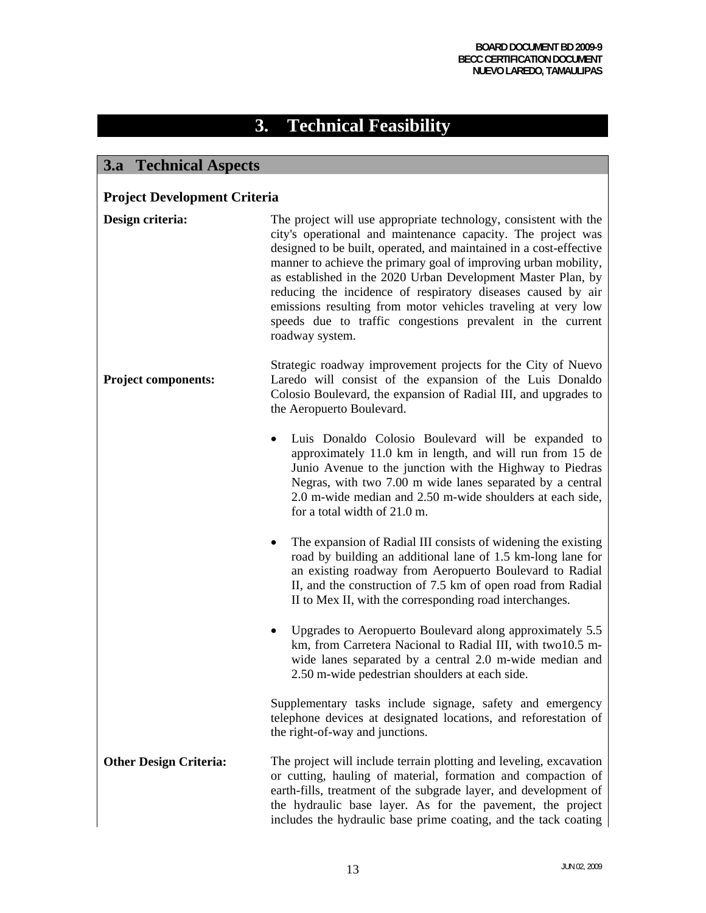# 3. Technical Feasibility

## 3.a Technical Aspects

### Project Development Criteria

**Design criteria:** The project will use appropriate technology, consistent with the city's operational and maintenance capacity. The project was designed to be built, operated, and maintained in a cost-effective manner to achieve the primary goal of improving urban mobility, as established in the 2020 Urban Development Master Plan, by reducing the incidence of respiratory diseases caused by air emissions resulting from motor vehicles traveling at very low speeds due to traffic congestions prevalent in the current roadway system.

**Project components:** Strategic roadway improvement projects for the City of Nuevo Laredo will consist of the expansion of the Luis Donaldo Colosio Boulevard, the expansion of Radial III, and upgrades to the Aeropuerto Boulevard.

- Luis Donaldo Colosio Boulevard will be expanded to approximately 11.0 km in length, and will run from 15 de Junio Avenue to the junction with the Highway to Piedras Negras, with two 7.00 m wide lanes separated by a central 2.0 m-wide median and 2.50 m-wide shoulders at each side, for a total width of 21.0 m.
- The expansion of Radial III consists of widening the existing road by building an additional lane of 1.5 km-long lane for an existing roadway from Aeropuerto Boulevard to Radial II, and the construction of 7.5 km of open road from Radial II to Mex II, with the corresponding road interchanges.
- Upgrades to Aeropuerto Boulevard along approximately 5.5 km, from Carretera Nacional to Radial III, with two10.5 m-wide lanes separated by a central 2.0 m-wide median and 2.50 m-wide pedestrian shoulders at each side.

Supplementary tasks include signage, safety and emergency telephone devices at designated locations, and reforestation of the right-of-way and junctions.

**Other Design Criteria:** The project will include terrain plotting and leveling, excavation or cutting, hauling of material, formation and compaction of earth-fills, treatment of the subgrade layer, and development of the hydraulic base layer. As for the pavement, the project includes the hydraulic base prime coating, and the tack coating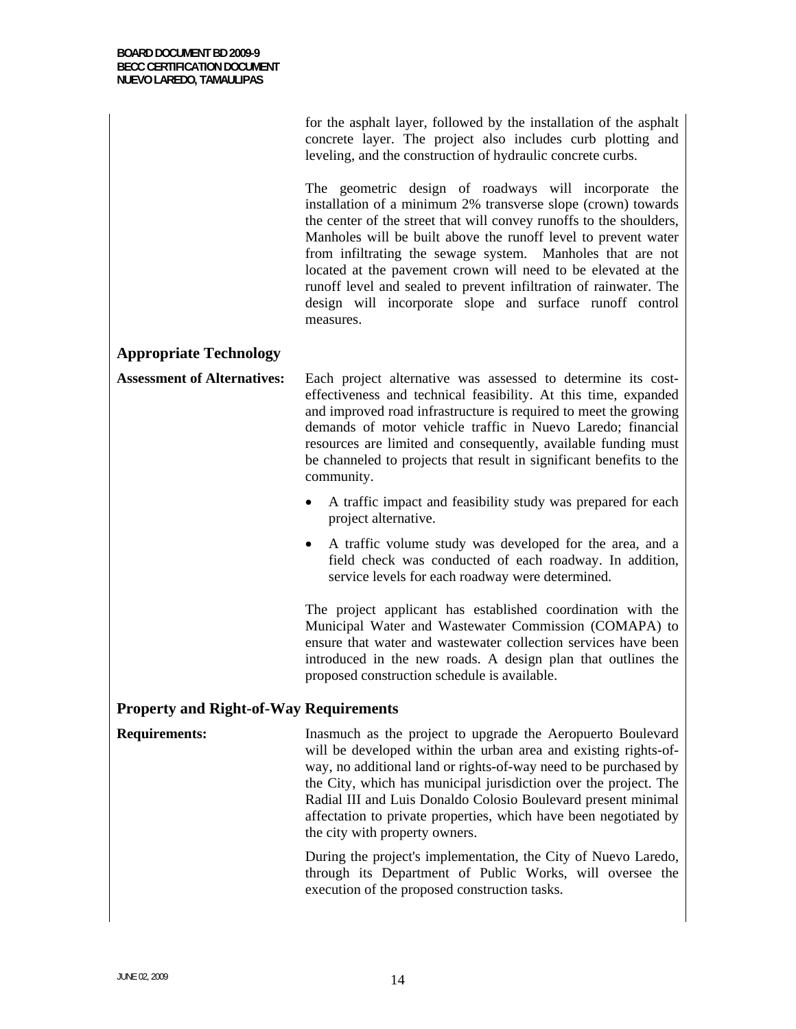for the asphalt layer, followed by the installation of the asphalt concrete layer. The project also includes curb plotting and leveling, and the construction of hydraulic concrete curbs.

The geometric design of roadways will incorporate the installation of a minimum 2% transverse slope (crown) towards the center of the street that will convey runoffs to the shoulders, Manholes will be built above the runoff level to prevent water from infiltrating the sewage system. Manholes that are not located at the pavement crown will need to be elevated at the runoff level and sealed to prevent infiltration of rainwater. The design will incorporate slope and surface runoff control measures.

## Appropriate Technology

**Assessment of Alternatives:** Each project alternative was assessed to determine its cost-effectiveness and technical feasibility. At this time, expanded and improved road infrastructure is required to meet the growing demands of motor vehicle traffic in Nuevo Laredo; financial resources are limited and consequently, available funding must be channeled to projects that result in significant benefits to the community.

- A traffic impact and feasibility study was prepared for each project alternative.
- A traffic volume study was developed for the area, and a field check was conducted of each roadway. In addition, service levels for each roadway were determined.

The project applicant has established coordination with the Municipal Water and Wastewater Commission (COMAPA) to ensure that water and wastewater collection services have been introduced in the new roads. A design plan that outlines the proposed construction schedule is available.

## Property and Right-of-Way Requirements

**Requirements:** Inasmuch as the project to upgrade the Aeropuerto Boulevard will be developed within the urban area and existing rights-of-way, no additional land or rights-of-way need to be purchased by the City, which has municipal jurisdiction over the project. The Radial III and Luis Donaldo Colosio Boulevard present minimal affectation to private properties, which have been negotiated by the city with property owners.

During the project's implementation, the City of Nuevo Laredo, through its Department of Public Works, will oversee the execution of the proposed construction tasks.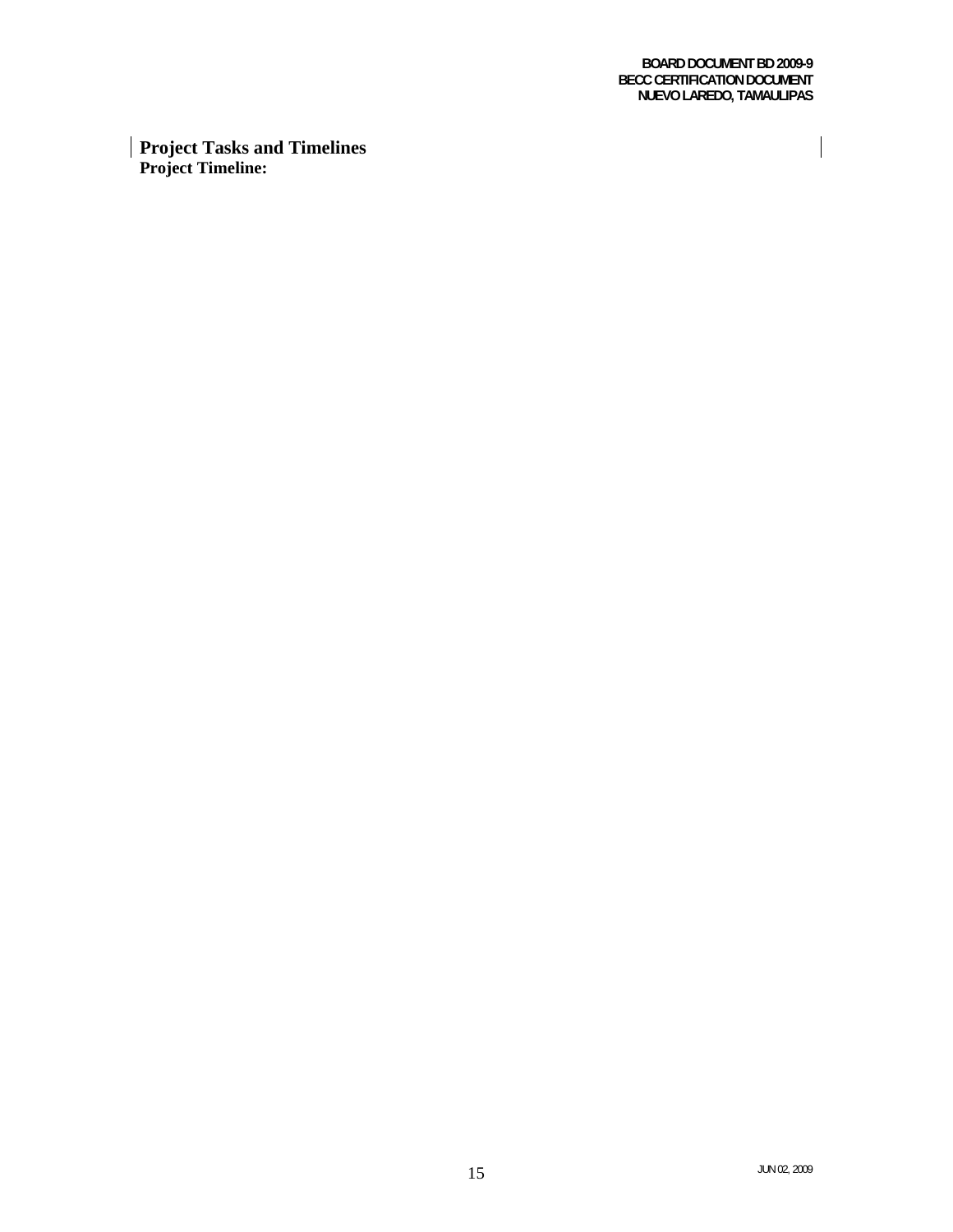## Project Tasks and Timelines

**Project Timeline:**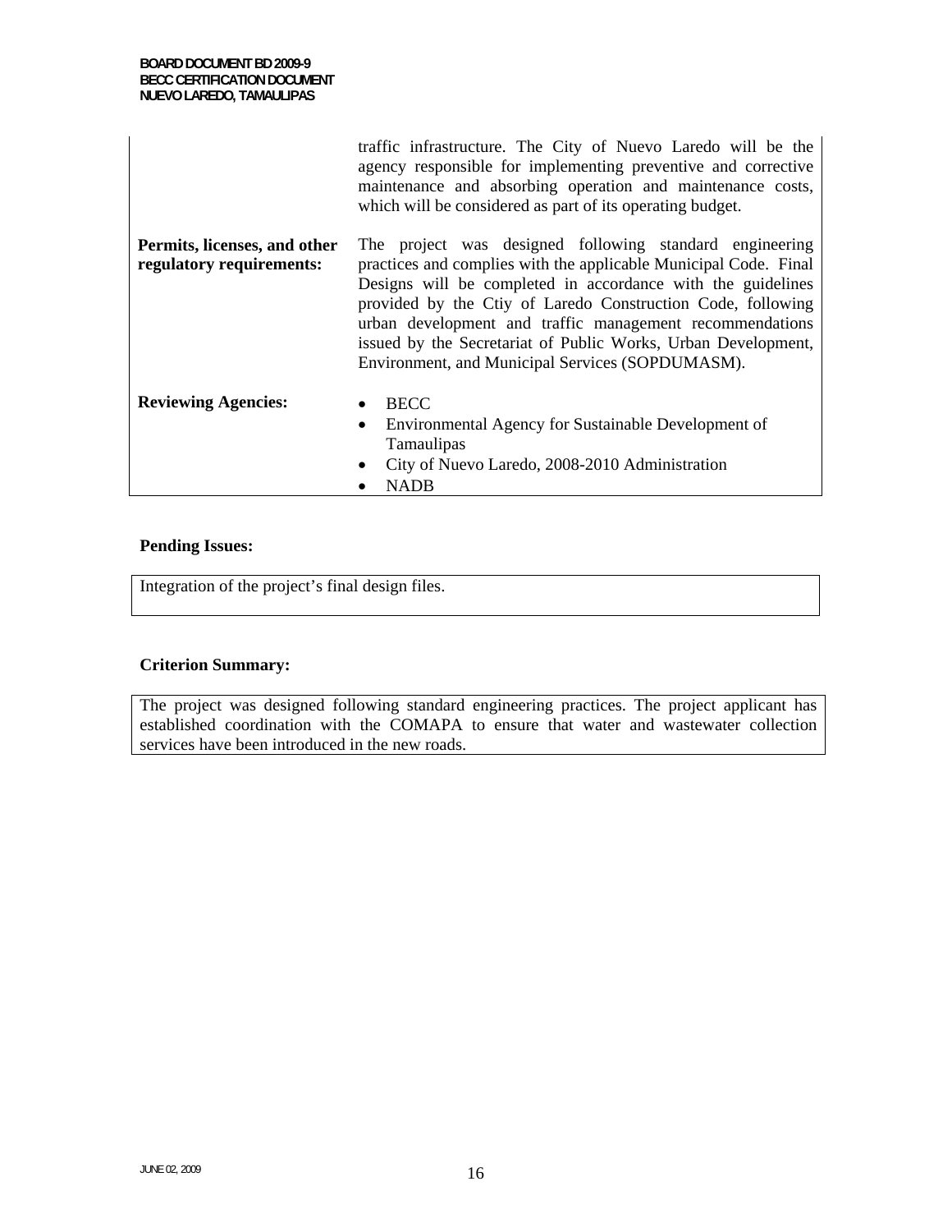| | |
|---|---|
| | traffic infrastructure. The City of Nuevo Laredo will be the agency responsible for implementing preventive and corrective maintenance and absorbing operation and maintenance costs, which will be considered as part of its operating budget. |
| **Permits, licenses, and other regulatory requirements:** | The project was designed following standard engineering practices and complies with the applicable Municipal Code. Final Designs will be completed in accordance with the guidelines provided by the Ctiy of Laredo Construction Code, following urban development and traffic management recommendations issued by the Secretariat of Public Works, Urban Development, Environment, and Municipal Services (SOPDUMASM). |
| **Reviewing Agencies:** | • BECC<br>• Environmental Agency for Sustainable Development of Tamaulipas<br>• City of Nuevo Laredo, 2008-2010 Administration<br>• NADB |

**Pending Issues:**

Integration of the project's final design files.

**Criterion Summary:**

The project was designed following standard engineering practices. The project applicant has established coordination with the COMAPA to ensure that water and wastewater collection services have been introduced in the new roads.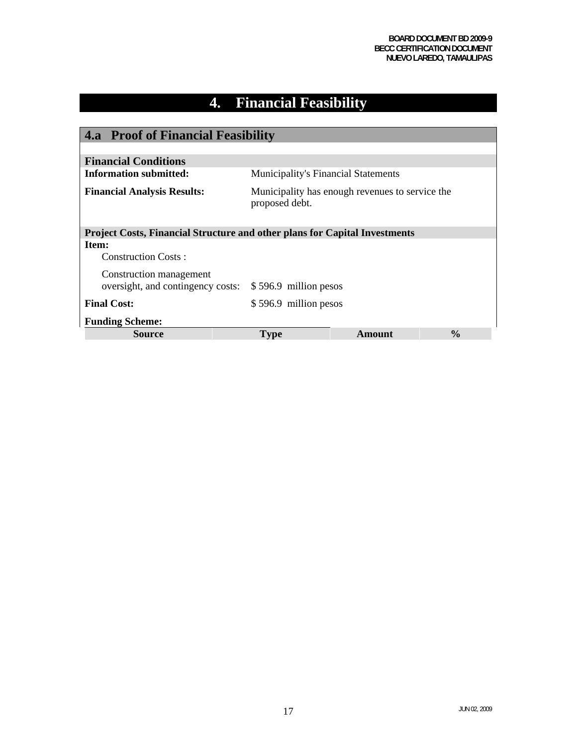# 4. Financial Feasibility

## 4.a Proof of Financial Feasibility

### Financial Conditions

**Information submitted:** Municipality's Financial Statements

**Financial Analysis Results:** Municipality has enough revenues to service the proposed debt.

### Project Costs, Financial Structure and other plans for Capital Investments

**Item:**

Construction Costs :

Construction management oversight, and contingency costs: $ 596.9 million pesos

**Final Cost:** $ 596.9 million pesos

**Funding Scheme:**

| Source | Type | Amount | % |
|---|---|---|---|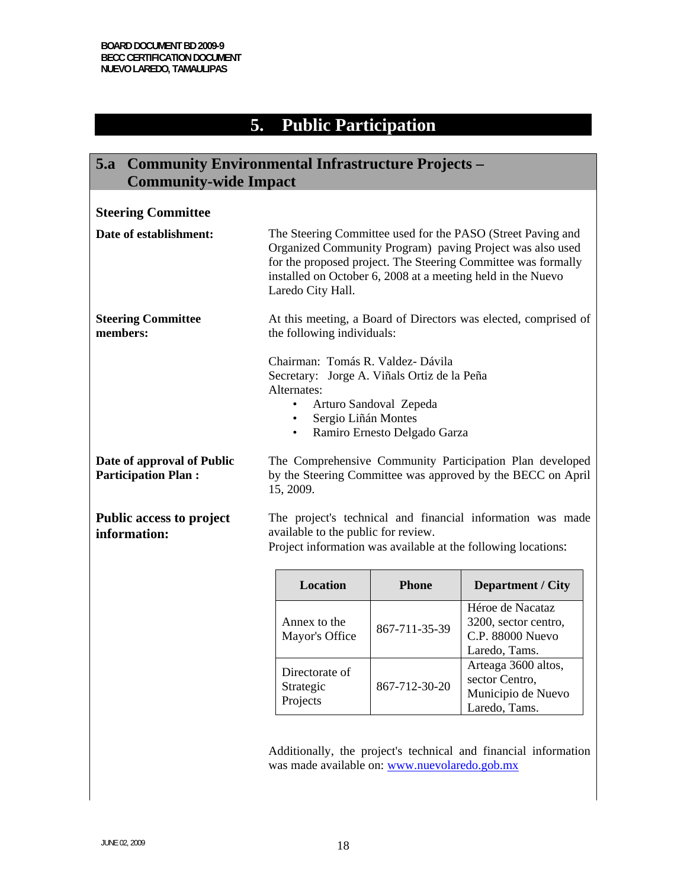# 5. Public Participation

## 5.a Community Environmental Infrastructure Projects – Community-wide Impact

**Steering Committee**

**Date of establishment:** The Steering Committee used for the PASO (Street Paving and Organized Community Program) paving Project was also used for the proposed project. The Steering Committee was formally installed on October 6, 2008 at a meeting held in the Nuevo Laredo City Hall.

**Steering Committee members:** At this meeting, a Board of Directors was elected, comprised of the following individuals:

Chairman: Tomás R. Valdez- Dávila
Secretary: Jorge A. Viñals Ortiz de la Peña
Alternates:

- Arturo Sandoval Zepeda
- Sergio Liñán Montes
- Ramiro Ernesto Delgado Garza

**Date of approval of Public Participation Plan :** The Comprehensive Community Participation Plan developed by the Steering Committee was approved by the BECC on April 15, 2009.

**Public access to project information:** The project's technical and financial information was made available to the public for review.
Project information was available at the following locations:

| Location | Phone | Department / City |
| --- | --- | --- |
| Annex to the Mayor's Office | 867-711-35-39 | Héroe de Nacataz 3200, sector centro, C.P. 88000 Nuevo Laredo, Tams. |
| Directorate of Strategic Projects | 867-712-30-20 | Arteaga 3600 altos, sector Centro, Municipio de Nuevo Laredo, Tams. |

Additionally, the project's technical and financial information was made available on: www.nuevolaredo.gob.mx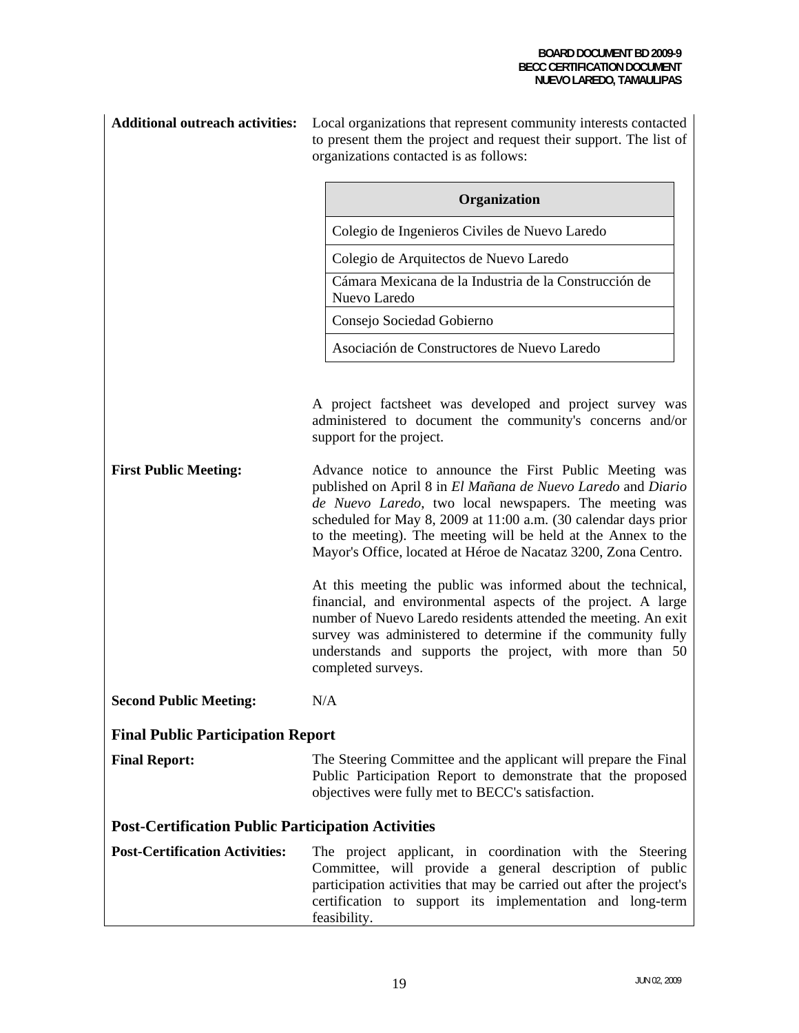**Additional outreach activities:** Local organizations that represent community interests contacted to present them the project and request their support. The list of organizations contacted is as follows:

| Organization |
|---|
| Colegio de Ingenieros Civiles de Nuevo Laredo |
| Colegio de Arquitectos de Nuevo Laredo |
| Cámara Mexicana de la Industria de la Construcción de Nuevo Laredo |
| Consejo Sociedad Gobierno |
| Asociación de Constructores de Nuevo Laredo |

A project factsheet was developed and project survey was administered to document the community's concerns and/or support for the project.

**First Public Meeting:** Advance notice to announce the First Public Meeting was published on April 8 in *El Mañana de Nuevo Laredo* and *Diario de Nuevo Laredo*, two local newspapers. The meeting was scheduled for May 8, 2009 at 11:00 a.m. (30 calendar days prior to the meeting). The meeting will be held at the Annex to the Mayor's Office, located at Héroe de Nacataz 3200, Zona Centro.

At this meeting the public was informed about the technical, financial, and environmental aspects of the project. A large number of Nuevo Laredo residents attended the meeting. An exit survey was administered to determine if the community fully understands and supports the project, with more than 50 completed surveys.

**Second Public Meeting:** N/A

## Final Public Participation Report

**Final Report:** The Steering Committee and the applicant will prepare the Final Public Participation Report to demonstrate that the proposed objectives were fully met to BECC's satisfaction.

## Post-Certification Public Participation Activities

**Post-Certification Activities:** The project applicant, in coordination with the Steering Committee, will provide a general description of public participation activities that may be carried out after the project's certification to support its implementation and long-term feasibility.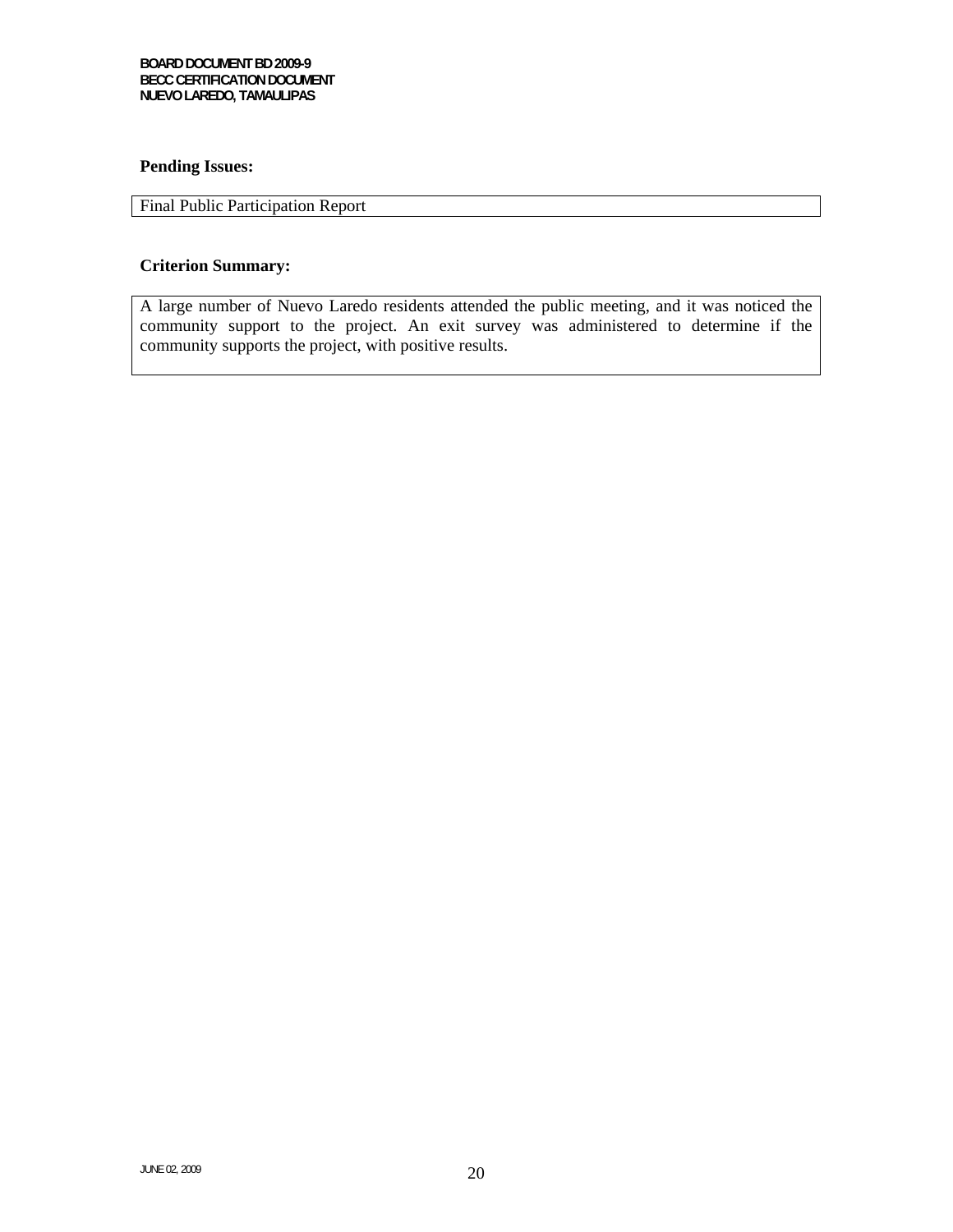**Pending Issues:**

Final Public Participation Report

**Criterion Summary:**

A large number of Nuevo Laredo residents attended the public meeting, and it was noticed the community support to the project. An exit survey was administered to determine if the community supports the project, with positive results.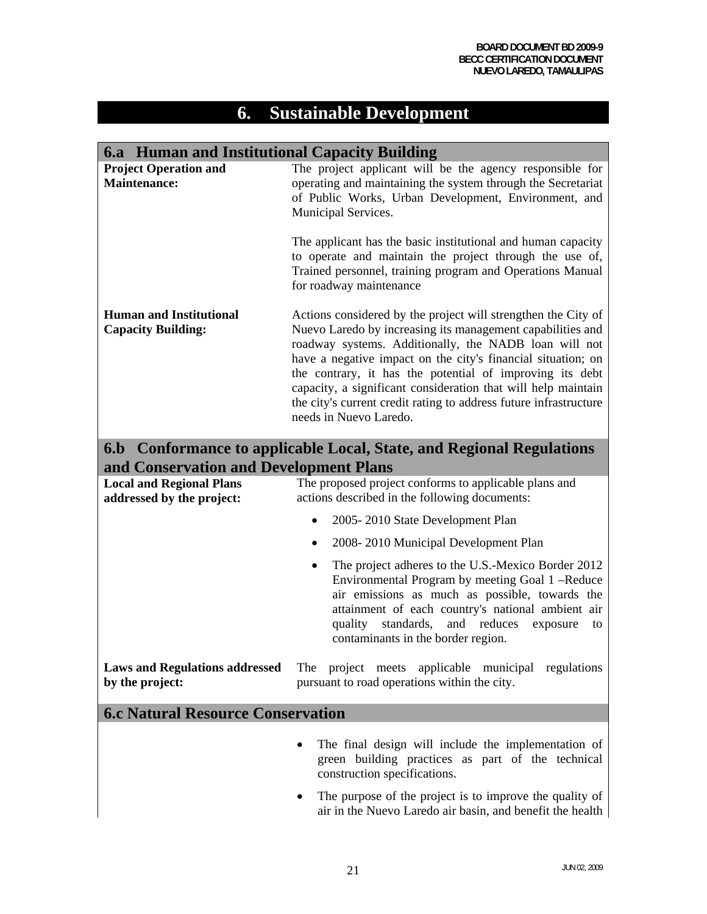# 6. Sustainable Development

## 6.a Human and Institutional Capacity Building

| | |
|---|---|
| **Project Operation and Maintenance:** | The project applicant will be the agency responsible for operating and maintaining the system through the Secretariat of Public Works, Urban Development, Environment, and Municipal Services.<br><br>The applicant has the basic institutional and human capacity to operate and maintain the project through the use of, Trained personnel, training program and Operations Manual for roadway maintenance |
| **Human and Institutional Capacity Building:** | Actions considered by the project will strengthen the City of Nuevo Laredo by increasing its management capabilities and roadway systems. Additionally, the NADB loan will not have a negative impact on the city's financial situation; on the contrary, it has the potential of improving its debt capacity, a significant consideration that will help maintain the city's current credit rating to address future infrastructure needs in Nuevo Laredo. |

## 6.b Conformance to applicable Local, State, and Regional Regulations and Conservation and Development Plans

| | |
|---|---|
| **Local and Regional Plans addressed by the project:** | The proposed project conforms to applicable plans and actions described in the following documents:<br>• 2005- 2010 State Development Plan<br>• 2008- 2010 Municipal Development Plan<br>• The project adheres to the U.S.-Mexico Border 2012 Environmental Program by meeting Goal 1 –Reduce air emissions as much as possible, towards the attainment of each country's national ambient air quality standards, and reduces exposure to contaminants in the border region. |
| **Laws and Regulations addressed by the project:** | The project meets applicable municipal regulations pursuant to road operations within the city. |

## 6.c Natural Resource Conservation

- The final design will include the implementation of green building practices as part of the technical construction specifications.
- The purpose of the project is to improve the quality of air in the Nuevo Laredo air basin, and benefit the health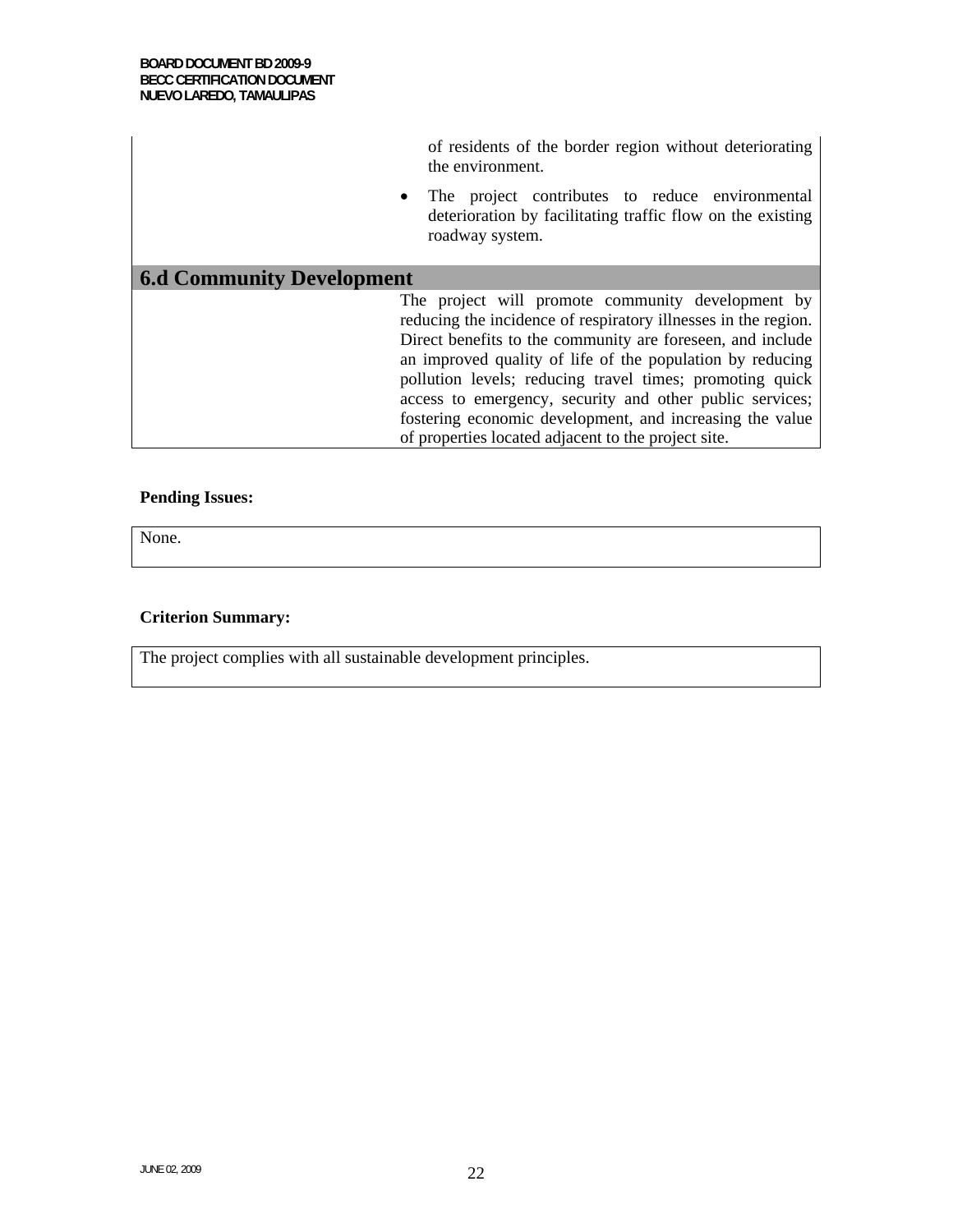of residents of the border region without deteriorating the environment.

- The project contributes to reduce environmental deterioration by facilitating traffic flow on the existing roadway system.

## 6.d Community Development

The project will promote community development by reducing the incidence of respiratory illnesses in the region. Direct benefits to the community are foreseen, and include an improved quality of life of the population by reducing pollution levels; reducing travel times; promoting quick access to emergency, security and other public services; fostering economic development, and increasing the value of properties located adjacent to the project site.

**Pending Issues:**

None.

**Criterion Summary:**

The project complies with all sustainable development principles.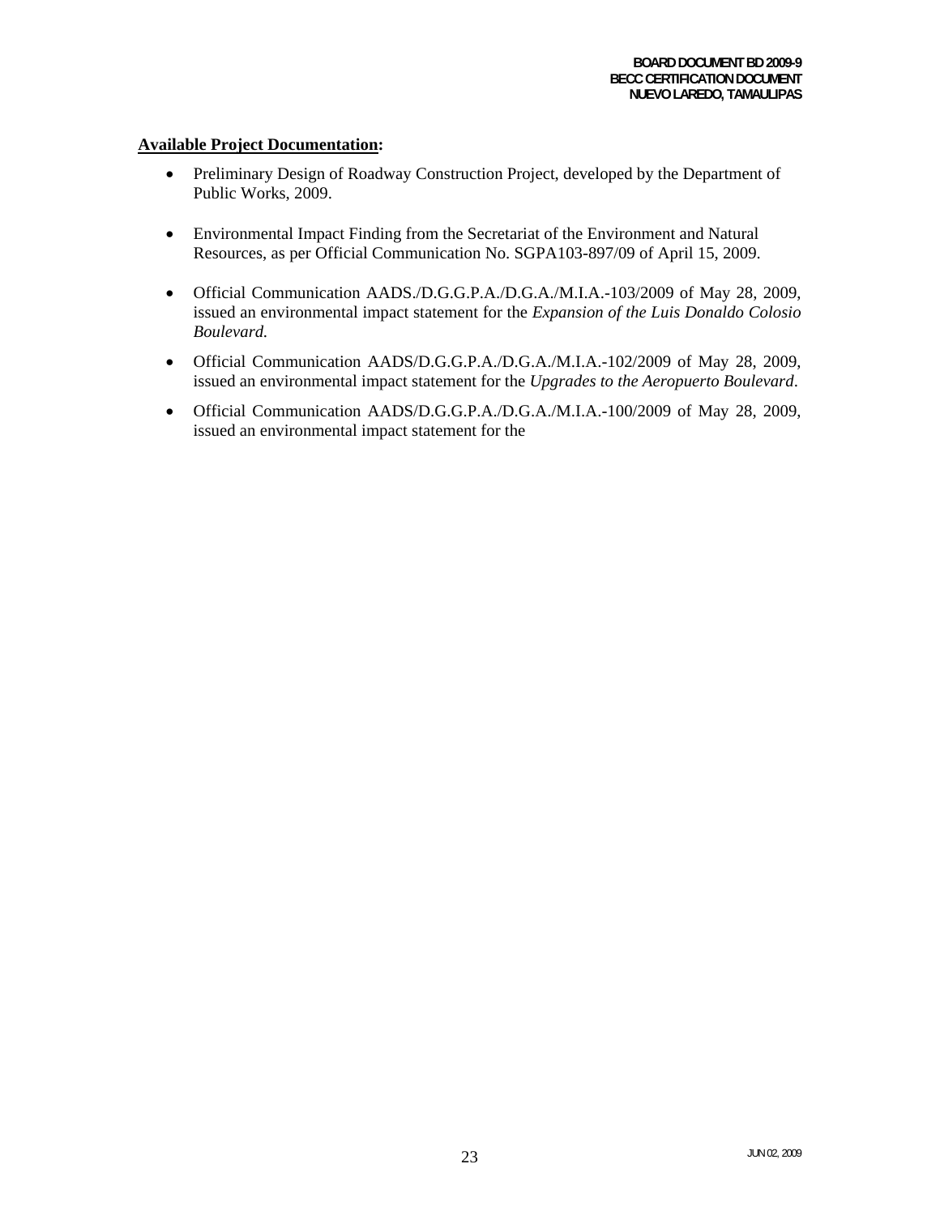**Available Project Documentation:**

- Preliminary Design of Roadway Construction Project, developed by the Department of Public Works, 2009.
- Environmental Impact Finding from the Secretariat of the Environment and Natural Resources, as per Official Communication No. SGPA103-897/09 of April 15, 2009.
- Official Communication AADS./D.G.G.P.A./D.G.A./M.I.A.-103/2009 of May 28, 2009, issued an environmental impact statement for the *Expansion of the Luis Donaldo Colosio Boulevard.*
- Official Communication AADS/D.G.G.P.A./D.G.A./M.I.A.-102/2009 of May 28, 2009, issued an environmental impact statement for the *Upgrades to the Aeropuerto Boulevard*.
- Official Communication AADS/D.G.G.P.A./D.G.A./M.I.A.-100/2009 of May 28, 2009, issued an environmental impact statement for the